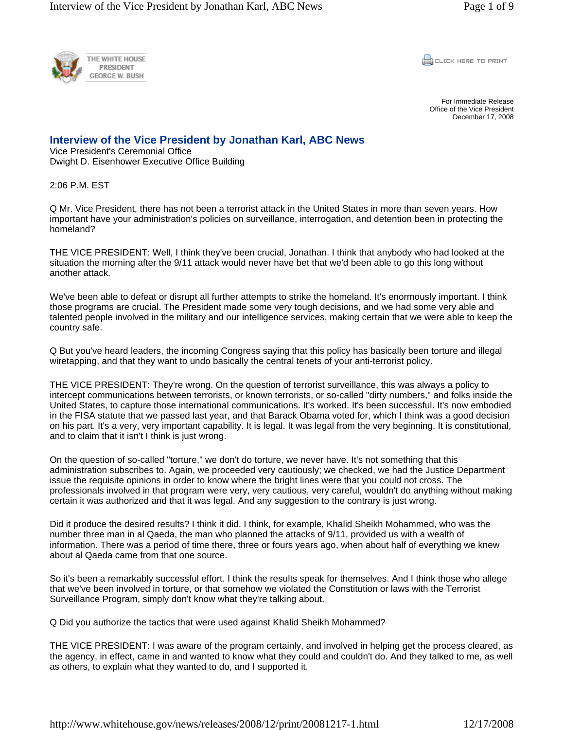THE WHITE HOUSE
PRESIDENT
GEORGE W. BUSH

CLICK HERE TO PRINT

For Immediate Release
Office of the Vice President
December 17, 2008

## Interview of the Vice President by Jonathan Karl, ABC News

Vice President's Ceremonial Office
Dwight D. Eisenhower Executive Office Building

2:06 P.M. EST

Q Mr. Vice President, there has not been a terrorist attack in the United States in more than seven years. How important have your administration's policies on surveillance, interrogation, and detention been in protecting the homeland?

THE VICE PRESIDENT: Well, I think they've been crucial, Jonathan. I think that anybody who had looked at the situation the morning after the 9/11 attack would never have bet that we'd been able to go this long without another attack.

We've been able to defeat or disrupt all further attempts to strike the homeland. It's enormously important. I think those programs are crucial. The President made some very tough decisions, and we had some very able and talented people involved in the military and our intelligence services, making certain that we were able to keep the country safe.

Q But you've heard leaders, the incoming Congress saying that this policy has basically been torture and illegal wiretapping, and that they want to undo basically the central tenets of your anti-terrorist policy.

THE VICE PRESIDENT: They're wrong. On the question of terrorist surveillance, this was always a policy to intercept communications between terrorists, or known terrorists, or so-called "dirty numbers," and folks inside the United States, to capture those international communications. It's worked. It's been successful. It's now embodied in the FISA statute that we passed last year, and that Barack Obama voted for, which I think was a good decision on his part. It's a very, very important capability. It is legal. It was legal from the very beginning. It is constitutional, and to claim that it isn't I think is just wrong.

On the question of so-called "torture," we don't do torture, we never have. It's not something that this administration subscribes to. Again, we proceeded very cautiously; we checked, we had the Justice Department issue the requisite opinions in order to know where the bright lines were that you could not cross. The professionals involved in that program were very, very cautious, very careful, wouldn't do anything without making certain it was authorized and that it was legal. And any suggestion to the contrary is just wrong.

Did it produce the desired results? I think it did. I think, for example, Khalid Sheikh Mohammed, who was the number three man in al Qaeda, the man who planned the attacks of 9/11, provided us with a wealth of information. There was a period of time there, three or fours years ago, when about half of everything we knew about al Qaeda came from that one source.

So it's been a remarkably successful effort. I think the results speak for themselves. And I think those who allege that we've been involved in torture, or that somehow we violated the Constitution or laws with the Terrorist Surveillance Program, simply don't know what they're talking about.

Q Did you authorize the tactics that were used against Khalid Sheikh Mohammed?

THE VICE PRESIDENT: I was aware of the program certainly, and involved in helping get the process cleared, as the agency, in effect, came in and wanted to know what they could and couldn't do. And they talked to me, as well as others, to explain what they wanted to do, and I supported it.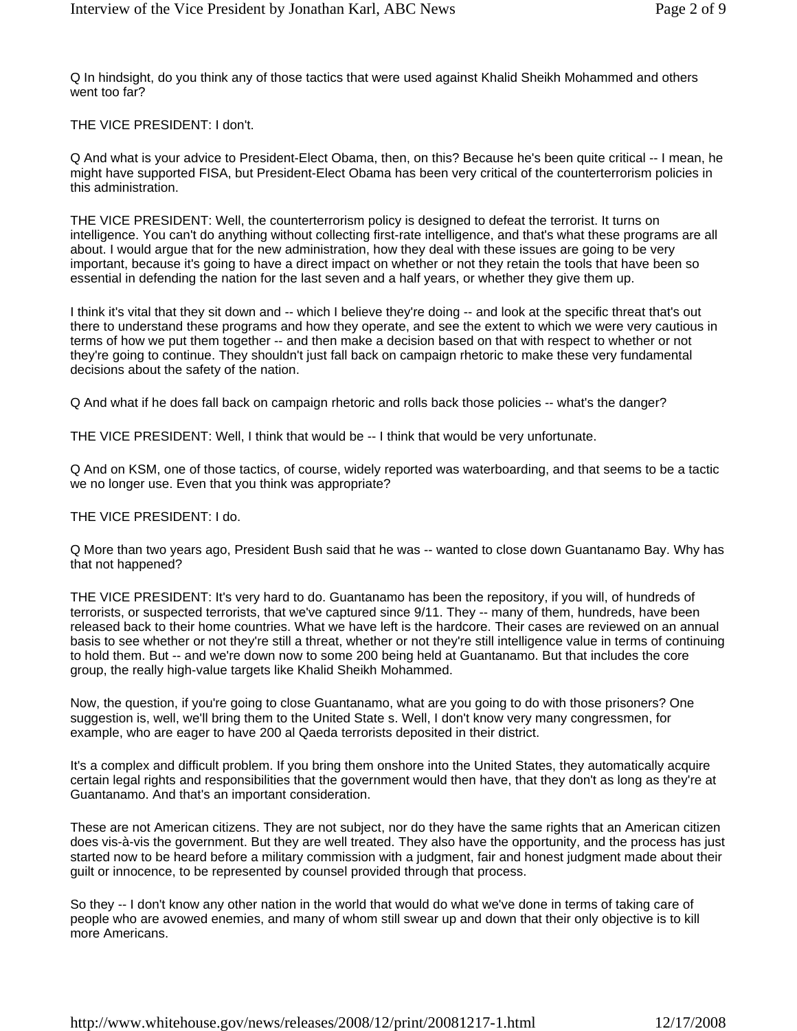Q In hindsight, do you think any of those tactics that were used against Khalid Sheikh Mohammed and others went too far?

THE VICE PRESIDENT: I don't.

Q And what is your advice to President-Elect Obama, then, on this? Because he's been quite critical -- I mean, he might have supported FISA, but President-Elect Obama has been very critical of the counterterrorism policies in this administration.

THE VICE PRESIDENT: Well, the counterterrorism policy is designed to defeat the terrorist. It turns on intelligence. You can't do anything without collecting first-rate intelligence, and that's what these programs are all about. I would argue that for the new administration, how they deal with these issues are going to be very important, because it's going to have a direct impact on whether or not they retain the tools that have been so essential in defending the nation for the last seven and a half years, or whether they give them up.

I think it's vital that they sit down and -- which I believe they're doing -- and look at the specific threat that's out there to understand these programs and how they operate, and see the extent to which we were very cautious in terms of how we put them together -- and then make a decision based on that with respect to whether or not they're going to continue. They shouldn't just fall back on campaign rhetoric to make these very fundamental decisions about the safety of the nation.

Q And what if he does fall back on campaign rhetoric and rolls back those policies -- what's the danger?

THE VICE PRESIDENT: Well, I think that would be -- I think that would be very unfortunate.

Q And on KSM, one of those tactics, of course, widely reported was waterboarding, and that seems to be a tactic we no longer use. Even that you think was appropriate?

THE VICE PRESIDENT: I do.

Q More than two years ago, President Bush said that he was -- wanted to close down Guantanamo Bay. Why has that not happened?

THE VICE PRESIDENT: It's very hard to do. Guantanamo has been the repository, if you will, of hundreds of terrorists, or suspected terrorists, that we've captured since 9/11. They -- many of them, hundreds, have been released back to their home countries. What we have left is the hardcore. Their cases are reviewed on an annual basis to see whether or not they're still a threat, whether or not they're still intelligence value in terms of continuing to hold them. But -- and we're down now to some 200 being held at Guantanamo. But that includes the core group, the really high-value targets like Khalid Sheikh Mohammed.

Now, the question, if you're going to close Guantanamo, what are you going to do with those prisoners? One suggestion is, well, we'll bring them to the United State s. Well, I don't know very many congressmen, for example, who are eager to have 200 al Qaeda terrorists deposited in their district.

It's a complex and difficult problem. If you bring them onshore into the United States, they automatically acquire certain legal rights and responsibilities that the government would then have, that they don't as long as they're at Guantanamo. And that's an important consideration.

These are not American citizens. They are not subject, nor do they have the same rights that an American citizen does vis-à-vis the government. But they are well treated. They also have the opportunity, and the process has just started now to be heard before a military commission with a judgment, fair and honest judgment made about their guilt or innocence, to be represented by counsel provided through that process.

So they -- I don't know any other nation in the world that would do what we've done in terms of taking care of people who are avowed enemies, and many of whom still swear up and down that their only objective is to kill more Americans.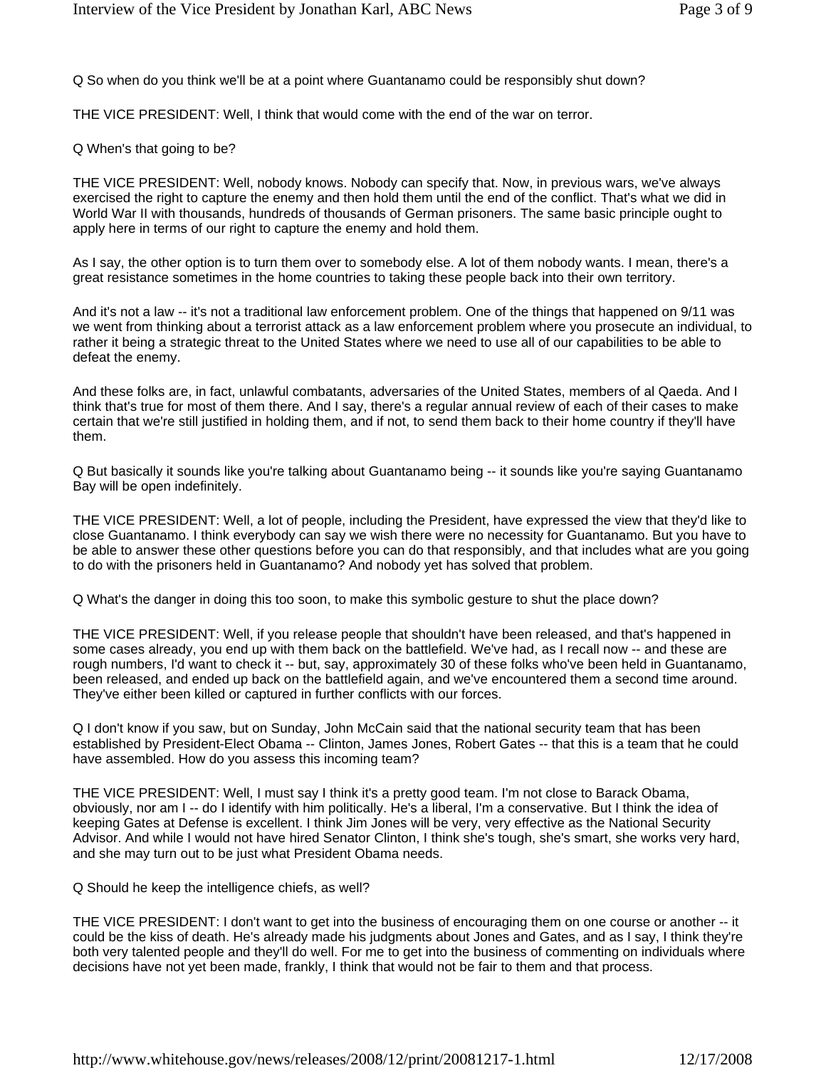Q So when do you think we'll be at a point where Guantanamo could be responsibly shut down?

THE VICE PRESIDENT: Well, I think that would come with the end of the war on terror.

Q When's that going to be?

THE VICE PRESIDENT: Well, nobody knows. Nobody can specify that. Now, in previous wars, we've always exercised the right to capture the enemy and then hold them until the end of the conflict. That's what we did in World War II with thousands, hundreds of thousands of German prisoners. The same basic principle ought to apply here in terms of our right to capture the enemy and hold them.

As I say, the other option is to turn them over to somebody else. A lot of them nobody wants. I mean, there's a great resistance sometimes in the home countries to taking these people back into their own territory.

And it's not a law -- it's not a traditional law enforcement problem. One of the things that happened on 9/11 was we went from thinking about a terrorist attack as a law enforcement problem where you prosecute an individual, to rather it being a strategic threat to the United States where we need to use all of our capabilities to be able to defeat the enemy.

And these folks are, in fact, unlawful combatants, adversaries of the United States, members of al Qaeda. And I think that's true for most of them there. And I say, there's a regular annual review of each of their cases to make certain that we're still justified in holding them, and if not, to send them back to their home country if they'll have them.

Q But basically it sounds like you're talking about Guantanamo being -- it sounds like you're saying Guantanamo Bay will be open indefinitely.

THE VICE PRESIDENT: Well, a lot of people, including the President, have expressed the view that they'd like to close Guantanamo. I think everybody can say we wish there were no necessity for Guantanamo. But you have to be able to answer these other questions before you can do that responsibly, and that includes what are you going to do with the prisoners held in Guantanamo? And nobody yet has solved that problem.

Q What's the danger in doing this too soon, to make this symbolic gesture to shut the place down?

THE VICE PRESIDENT: Well, if you release people that shouldn't have been released, and that's happened in some cases already, you end up with them back on the battlefield. We've had, as I recall now -- and these are rough numbers, I'd want to check it -- but, say, approximately 30 of these folks who've been held in Guantanamo, been released, and ended up back on the battlefield again, and we've encountered them a second time around. They've either been killed or captured in further conflicts with our forces.

Q I don't know if you saw, but on Sunday, John McCain said that the national security team that has been established by President-Elect Obama -- Clinton, James Jones, Robert Gates -- that this is a team that he could have assembled. How do you assess this incoming team?

THE VICE PRESIDENT: Well, I must say I think it's a pretty good team. I'm not close to Barack Obama, obviously, nor am I -- do I identify with him politically. He's a liberal, I'm a conservative. But I think the idea of keeping Gates at Defense is excellent. I think Jim Jones will be very, very effective as the National Security Advisor. And while I would not have hired Senator Clinton, I think she's tough, she's smart, she works very hard, and she may turn out to be just what President Obama needs.

Q Should he keep the intelligence chiefs, as well?

THE VICE PRESIDENT: I don't want to get into the business of encouraging them on one course or another -- it could be the kiss of death. He's already made his judgments about Jones and Gates, and as I say, I think they're both very talented people and they'll do well. For me to get into the business of commenting on individuals where decisions have not yet been made, frankly, I think that would not be fair to them and that process.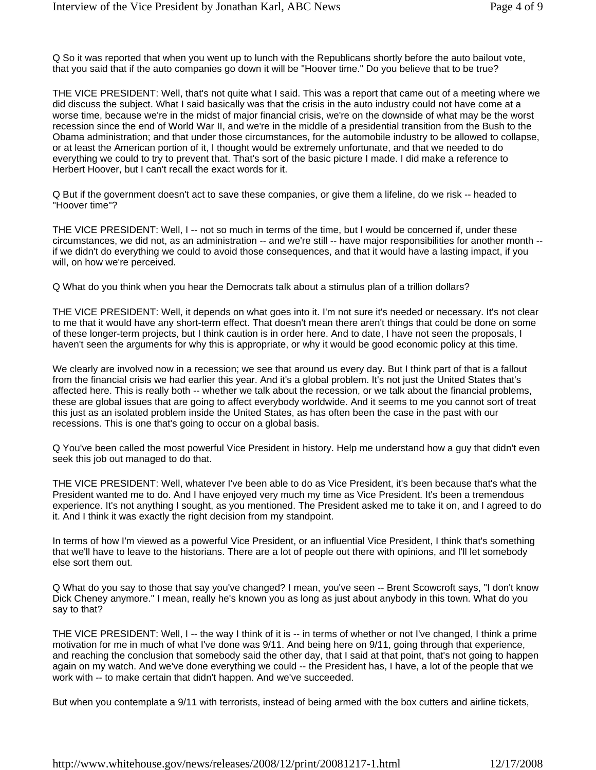Q So it was reported that when you went up to lunch with the Republicans shortly before the auto bailout vote, that you said that if the auto companies go down it will be "Hoover time." Do you believe that to be true?

THE VICE PRESIDENT: Well, that's not quite what I said. This was a report that came out of a meeting where we did discuss the subject. What I said basically was that the crisis in the auto industry could not have come at a worse time, because we're in the midst of major financial crisis, we're on the downside of what may be the worst recession since the end of World War II, and we're in the middle of a presidential transition from the Bush to the Obama administration; and that under those circumstances, for the automobile industry to be allowed to collapse, or at least the American portion of it, I thought would be extremely unfortunate, and that we needed to do everything we could to try to prevent that. That's sort of the basic picture I made. I did make a reference to Herbert Hoover, but I can't recall the exact words for it.

Q But if the government doesn't act to save these companies, or give them a lifeline, do we risk -- headed to "Hoover time"?

THE VICE PRESIDENT: Well, I -- not so much in terms of the time, but I would be concerned if, under these circumstances, we did not, as an administration -- and we're still -- have major responsibilities for another month -- if we didn't do everything we could to avoid those consequences, and that it would have a lasting impact, if you will, on how we're perceived.

Q What do you think when you hear the Democrats talk about a stimulus plan of a trillion dollars?

THE VICE PRESIDENT: Well, it depends on what goes into it. I'm not sure it's needed or necessary. It's not clear to me that it would have any short-term effect. That doesn't mean there aren't things that could be done on some of these longer-term projects, but I think caution is in order here. And to date, I have not seen the proposals, I haven't seen the arguments for why this is appropriate, or why it would be good economic policy at this time.

We clearly are involved now in a recession; we see that around us every day. But I think part of that is a fallout from the financial crisis we had earlier this year. And it's a global problem. It's not just the United States that's affected here. This is really both -- whether we talk about the recession, or we talk about the financial problems, these are global issues that are going to affect everybody worldwide. And it seems to me you cannot sort of treat this just as an isolated problem inside the United States, as has often been the case in the past with our recessions. This is one that's going to occur on a global basis.

Q You've been called the most powerful Vice President in history. Help me understand how a guy that didn't even seek this job out managed to do that.

THE VICE PRESIDENT: Well, whatever I've been able to do as Vice President, it's been because that's what the President wanted me to do. And I have enjoyed very much my time as Vice President. It's been a tremendous experience. It's not anything I sought, as you mentioned. The President asked me to take it on, and I agreed to do it. And I think it was exactly the right decision from my standpoint.

In terms of how I'm viewed as a powerful Vice President, or an influential Vice President, I think that's something that we'll have to leave to the historians. There are a lot of people out there with opinions, and I'll let somebody else sort them out.

Q What do you say to those that say you've changed? I mean, you've seen -- Brent Scowcroft says, "I don't know Dick Cheney anymore." I mean, really he's known you as long as just about anybody in this town. What do you say to that?

THE VICE PRESIDENT: Well, I -- the way I think of it is -- in terms of whether or not I've changed, I think a prime motivation for me in much of what I've done was 9/11. And being here on 9/11, going through that experience, and reaching the conclusion that somebody said the other day, that I said at that point, that's not going to happen again on my watch. And we've done everything we could -- the President has, I have, a lot of the people that we work with -- to make certain that didn't happen. And we've succeeded.

But when you contemplate a 9/11 with terrorists, instead of being armed with the box cutters and airline tickets,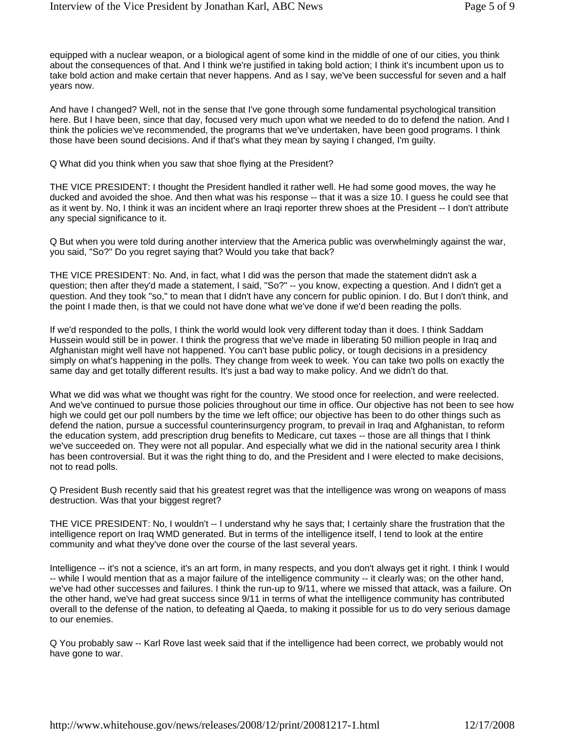equipped with a nuclear weapon, or a biological agent of some kind in the middle of one of our cities, you think about the consequences of that. And I think we're justified in taking bold action; I think it's incumbent upon us to take bold action and make certain that never happens. And as I say, we've been successful for seven and a half years now.

And have I changed? Well, not in the sense that I've gone through some fundamental psychological transition here. But I have been, since that day, focused very much upon what we needed to do to defend the nation. And I think the policies we've recommended, the programs that we've undertaken, have been good programs. I think those have been sound decisions. And if that's what they mean by saying I changed, I'm guilty.

Q What did you think when you saw that shoe flying at the President?

THE VICE PRESIDENT: I thought the President handled it rather well. He had some good moves, the way he ducked and avoided the shoe. And then what was his response -- that it was a size 10. I guess he could see that as it went by. No, I think it was an incident where an Iraqi reporter threw shoes at the President -- I don't attribute any special significance to it.

Q But when you were told during another interview that the America public was overwhelmingly against the war, you said, "So?" Do you regret saying that? Would you take that back?

THE VICE PRESIDENT: No. And, in fact, what I did was the person that made the statement didn't ask a question; then after they'd made a statement, I said, "So?" -- you know, expecting a question. And I didn't get a question. And they took "so," to mean that I didn't have any concern for public opinion. I do. But I don't think, and the point I made then, is that we could not have done what we've done if we'd been reading the polls.

If we'd responded to the polls, I think the world would look very different today than it does. I think Saddam Hussein would still be in power. I think the progress that we've made in liberating 50 million people in Iraq and Afghanistan might well have not happened. You can't base public policy, or tough decisions in a presidency simply on what's happening in the polls. They change from week to week. You can take two polls on exactly the same day and get totally different results. It's just a bad way to make policy. And we didn't do that.

What we did was what we thought was right for the country. We stood once for reelection, and were reelected. And we've continued to pursue those policies throughout our time in office. Our objective has not been to see how high we could get our poll numbers by the time we left office; our objective has been to do other things such as defend the nation, pursue a successful counterinsurgency program, to prevail in Iraq and Afghanistan, to reform the education system, add prescription drug benefits to Medicare, cut taxes -- those are all things that I think we've succeeded on. They were not all popular. And especially what we did in the national security area I think has been controversial. But it was the right thing to do, and the President and I were elected to make decisions, not to read polls.

Q President Bush recently said that his greatest regret was that the intelligence was wrong on weapons of mass destruction. Was that your biggest regret?

THE VICE PRESIDENT: No, I wouldn't -- I understand why he says that; I certainly share the frustration that the intelligence report on Iraq WMD generated. But in terms of the intelligence itself, I tend to look at the entire community and what they've done over the course of the last several years.

Intelligence -- it's not a science, it's an art form, in many respects, and you don't always get it right. I think I would -- while I would mention that as a major failure of the intelligence community -- it clearly was; on the other hand, we've had other successes and failures. I think the run-up to 9/11, where we missed that attack, was a failure. On the other hand, we've had great success since 9/11 in terms of what the intelligence community has contributed overall to the defense of the nation, to defeating al Qaeda, to making it possible for us to do very serious damage to our enemies.

Q You probably saw -- Karl Rove last week said that if the intelligence had been correct, we probably would not have gone to war.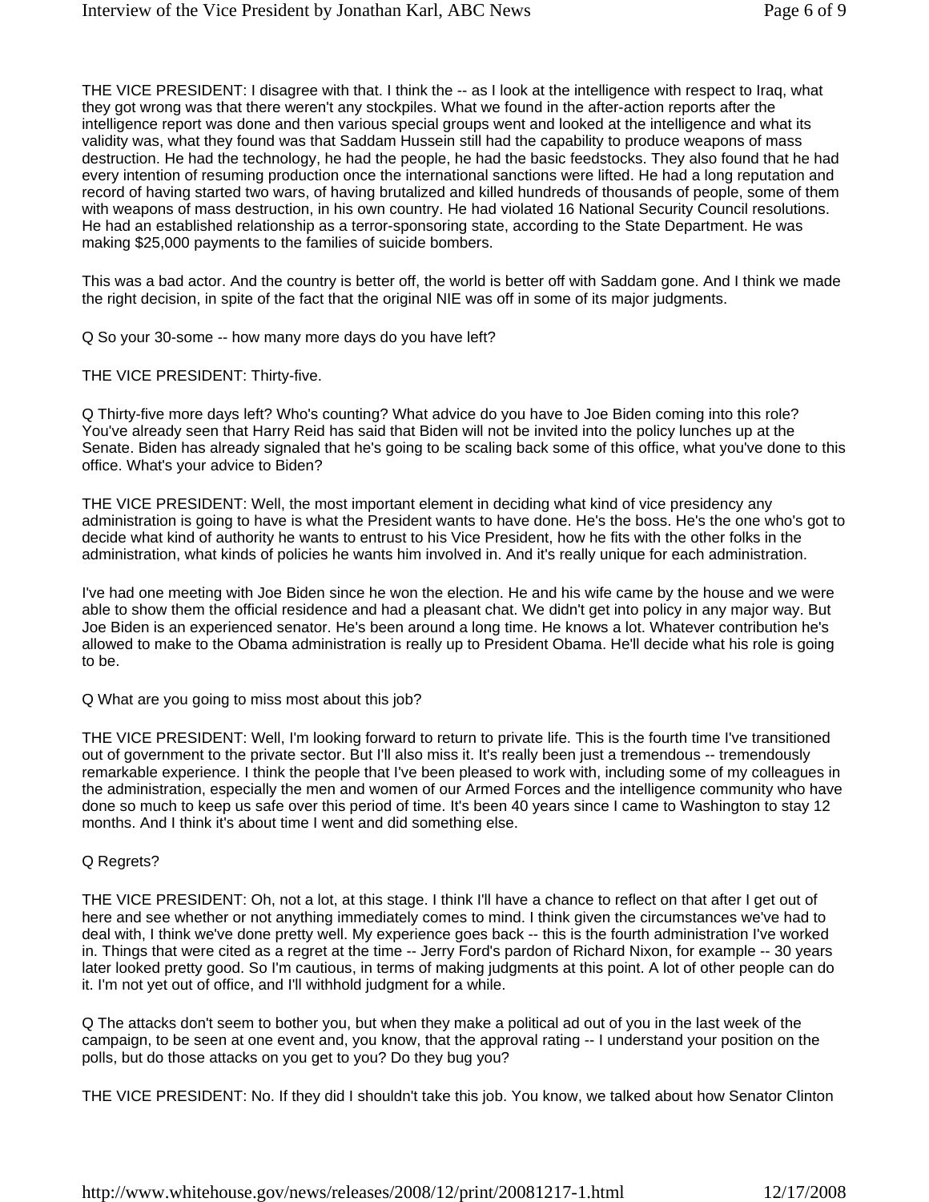THE VICE PRESIDENT: I disagree with that. I think the -- as I look at the intelligence with respect to Iraq, what they got wrong was that there weren't any stockpiles. What we found in the after-action reports after the intelligence report was done and then various special groups went and looked at the intelligence and what its validity was, what they found was that Saddam Hussein still had the capability to produce weapons of mass destruction. He had the technology, he had the people, he had the basic feedstocks. They also found that he had every intention of resuming production once the international sanctions were lifted. He had a long reputation and record of having started two wars, of having brutalized and killed hundreds of thousands of people, some of them with weapons of mass destruction, in his own country. He had violated 16 National Security Council resolutions. He had an established relationship as a terror-sponsoring state, according to the State Department. He was making $25,000 payments to the families of suicide bombers.

This was a bad actor. And the country is better off, the world is better off with Saddam gone. And I think we made the right decision, in spite of the fact that the original NIE was off in some of its major judgments.

Q So your 30-some -- how many more days do you have left?

THE VICE PRESIDENT: Thirty-five.

Q Thirty-five more days left? Who's counting? What advice do you have to Joe Biden coming into this role? You've already seen that Harry Reid has said that Biden will not be invited into the policy lunches up at the Senate. Biden has already signaled that he's going to be scaling back some of this office, what you've done to this office. What's your advice to Biden?

THE VICE PRESIDENT: Well, the most important element in deciding what kind of vice presidency any administration is going to have is what the President wants to have done. He's the boss. He's the one who's got to decide what kind of authority he wants to entrust to his Vice President, how he fits with the other folks in the administration, what kinds of policies he wants him involved in. And it's really unique for each administration.

I've had one meeting with Joe Biden since he won the election. He and his wife came by the house and we were able to show them the official residence and had a pleasant chat. We didn't get into policy in any major way. But Joe Biden is an experienced senator. He's been around a long time. He knows a lot. Whatever contribution he's allowed to make to the Obama administration is really up to President Obama. He'll decide what his role is going to be.

Q What are you going to miss most about this job?

THE VICE PRESIDENT: Well, I'm looking forward to return to private life. This is the fourth time I've transitioned out of government to the private sector. But I'll also miss it. It's really been just a tremendous -- tremendously remarkable experience. I think the people that I've been pleased to work with, including some of my colleagues in the administration, especially the men and women of our Armed Forces and the intelligence community who have done so much to keep us safe over this period of time. It's been 40 years since I came to Washington to stay 12 months. And I think it's about time I went and did something else.

Q Regrets?

THE VICE PRESIDENT: Oh, not a lot, at this stage. I think I'll have a chance to reflect on that after I get out of here and see whether or not anything immediately comes to mind. I think given the circumstances we've had to deal with, I think we've done pretty well. My experience goes back -- this is the fourth administration I've worked in. Things that were cited as a regret at the time -- Jerry Ford's pardon of Richard Nixon, for example -- 30 years later looked pretty good. So I'm cautious, in terms of making judgments at this point. A lot of other people can do it. I'm not yet out of office, and I'll withhold judgment for a while.

Q The attacks don't seem to bother you, but when they make a political ad out of you in the last week of the campaign, to be seen at one event and, you know, that the approval rating -- I understand your position on the polls, but do those attacks on you get to you? Do they bug you?

THE VICE PRESIDENT: No. If they did I shouldn't take this job. You know, we talked about how Senator Clinton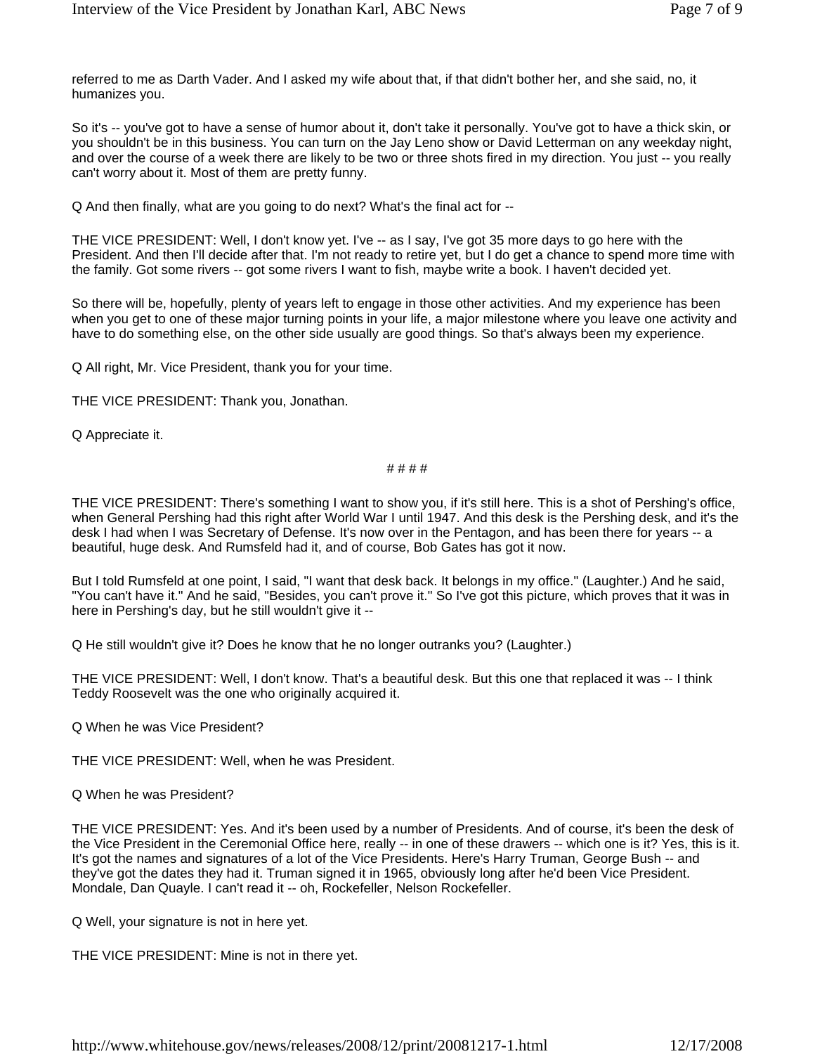referred to me as Darth Vader. And I asked my wife about that, if that didn't bother her, and she said, no, it humanizes you.

So it's -- you've got to have a sense of humor about it, don't take it personally. You've got to have a thick skin, or you shouldn't be in this business. You can turn on the Jay Leno show or David Letterman on any weekday night, and over the course of a week there are likely to be two or three shots fired in my direction. You just -- you really can't worry about it. Most of them are pretty funny.

Q And then finally, what are you going to do next? What's the final act for --

THE VICE PRESIDENT: Well, I don't know yet. I've -- as I say, I've got 35 more days to go here with the President. And then I'll decide after that. I'm not ready to retire yet, but I do get a chance to spend more time with the family. Got some rivers -- got some rivers I want to fish, maybe write a book. I haven't decided yet.

So there will be, hopefully, plenty of years left to engage in those other activities. And my experience has been when you get to one of these major turning points in your life, a major milestone where you leave one activity and have to do something else, on the other side usually are good things. So that's always been my experience.

Q All right, Mr. Vice President, thank you for your time.

THE VICE PRESIDENT: Thank you, Jonathan.

Q Appreciate it.

# # # #

THE VICE PRESIDENT: There's something I want to show you, if it's still here. This is a shot of Pershing's office, when General Pershing had this right after World War I until 1947. And this desk is the Pershing desk, and it's the desk I had when I was Secretary of Defense. It's now over in the Pentagon, and has been there for years -- a beautiful, huge desk. And Rumsfeld had it, and of course, Bob Gates has got it now.

But I told Rumsfeld at one point, I said, "I want that desk back. It belongs in my office." (Laughter.) And he said, "You can't have it." And he said, "Besides, you can't prove it." So I've got this picture, which proves that it was in here in Pershing's day, but he still wouldn't give it --

Q He still wouldn't give it? Does he know that he no longer outranks you? (Laughter.)

THE VICE PRESIDENT: Well, I don't know. That's a beautiful desk. But this one that replaced it was -- I think Teddy Roosevelt was the one who originally acquired it.

Q When he was Vice President?

THE VICE PRESIDENT: Well, when he was President.

Q When he was President?

THE VICE PRESIDENT: Yes. And it's been used by a number of Presidents. And of course, it's been the desk of the Vice President in the Ceremonial Office here, really -- in one of these drawers -- which one is it? Yes, this is it. It's got the names and signatures of a lot of the Vice Presidents. Here's Harry Truman, George Bush -- and they've got the dates they had it. Truman signed it in 1965, obviously long after he'd been Vice President. Mondale, Dan Quayle. I can't read it -- oh, Rockefeller, Nelson Rockefeller.

Q Well, your signature is not in here yet.

THE VICE PRESIDENT: Mine is not in there yet.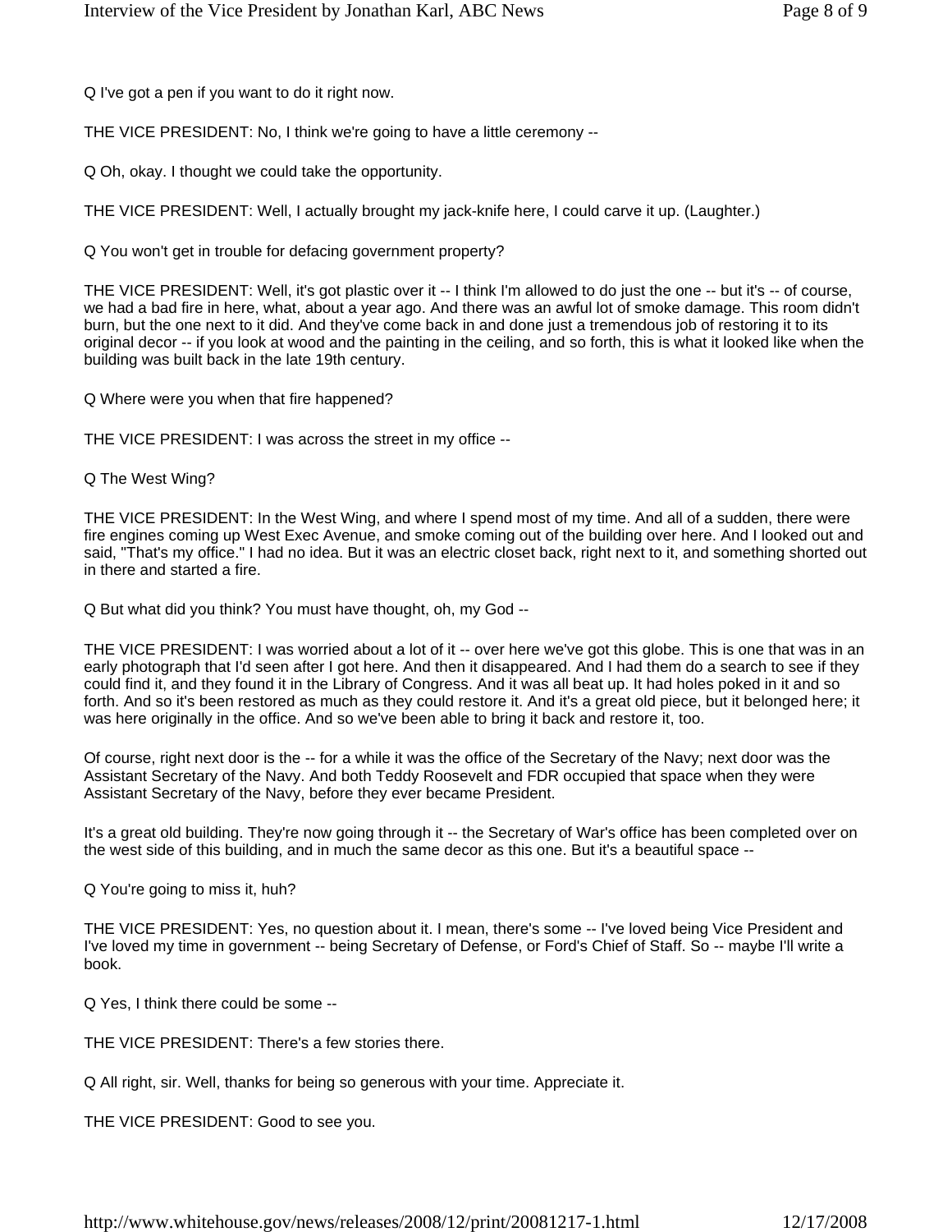Q I've got a pen if you want to do it right now.

THE VICE PRESIDENT: No, I think we're going to have a little ceremony --

Q Oh, okay. I thought we could take the opportunity.

THE VICE PRESIDENT: Well, I actually brought my jack-knife here, I could carve it up. (Laughter.)

Q You won't get in trouble for defacing government property?

THE VICE PRESIDENT: Well, it's got plastic over it -- I think I'm allowed to do just the one -- but it's -- of course, we had a bad fire in here, what, about a year ago. And there was an awful lot of smoke damage. This room didn't burn, but the one next to it did. And they've come back in and done just a tremendous job of restoring it to its original decor -- if you look at wood and the painting in the ceiling, and so forth, this is what it looked like when the building was built back in the late 19th century.

Q Where were you when that fire happened?

THE VICE PRESIDENT: I was across the street in my office --

Q The West Wing?

THE VICE PRESIDENT: In the West Wing, and where I spend most of my time. And all of a sudden, there were fire engines coming up West Exec Avenue, and smoke coming out of the building over here. And I looked out and said, "That's my office." I had no idea. But it was an electric closet back, right next to it, and something shorted out in there and started a fire.

Q But what did you think? You must have thought, oh, my God --

THE VICE PRESIDENT: I was worried about a lot of it -- over here we've got this globe. This is one that was in an early photograph that I'd seen after I got here. And then it disappeared. And I had them do a search to see if they could find it, and they found it in the Library of Congress. And it was all beat up. It had holes poked in it and so forth. And so it's been restored as much as they could restore it. And it's a great old piece, but it belonged here; it was here originally in the office. And so we've been able to bring it back and restore it, too.

Of course, right next door is the -- for a while it was the office of the Secretary of the Navy; next door was the Assistant Secretary of the Navy. And both Teddy Roosevelt and FDR occupied that space when they were Assistant Secretary of the Navy, before they ever became President.

It's a great old building. They're now going through it -- the Secretary of War's office has been completed over on the west side of this building, and in much the same decor as this one. But it's a beautiful space --

Q You're going to miss it, huh?

THE VICE PRESIDENT: Yes, no question about it. I mean, there's some -- I've loved being Vice President and I've loved my time in government -- being Secretary of Defense, or Ford's Chief of Staff. So -- maybe I'll write a book.

Q Yes, I think there could be some --

THE VICE PRESIDENT: There's a few stories there.

Q All right, sir. Well, thanks for being so generous with your time. Appreciate it.

THE VICE PRESIDENT: Good to see you.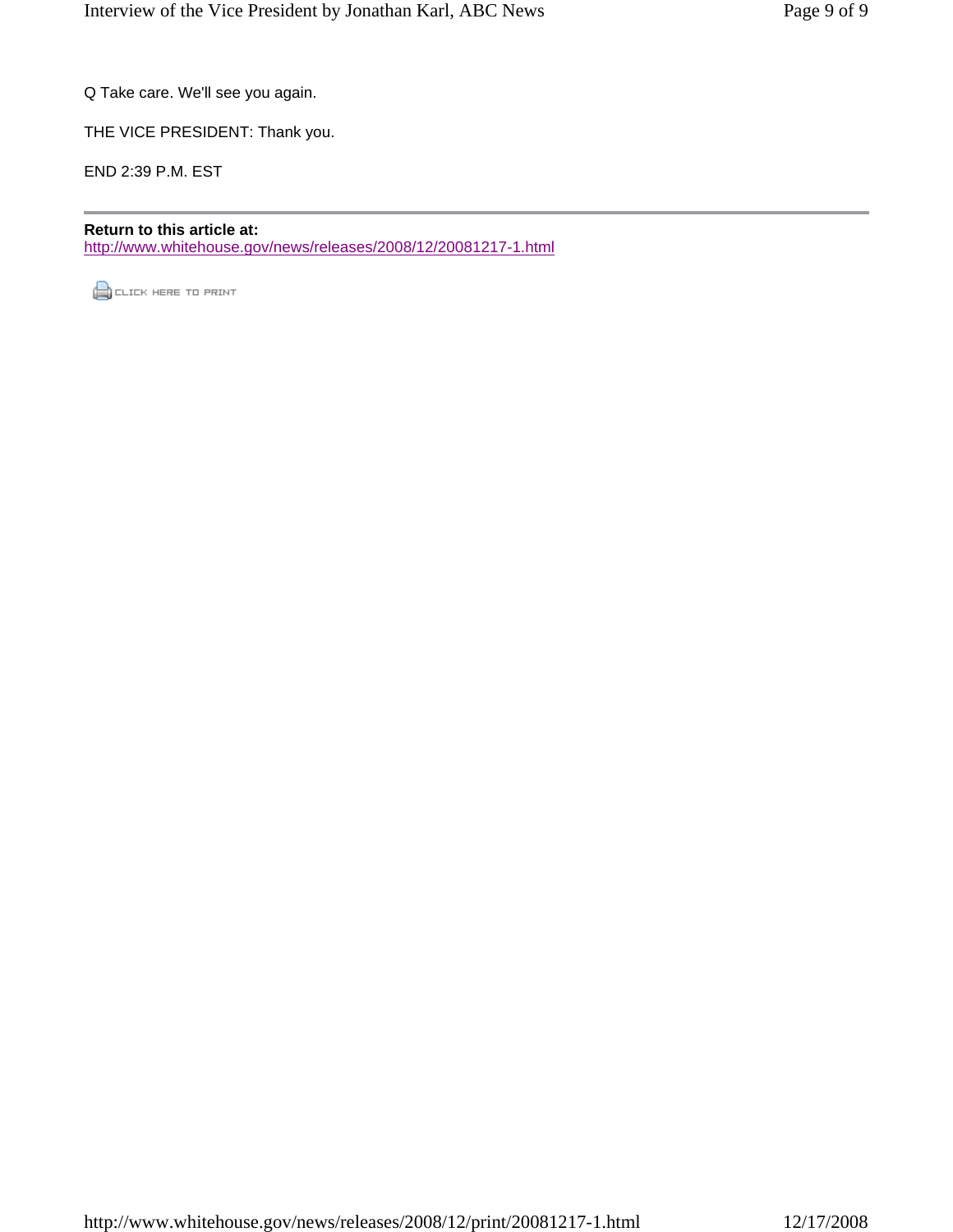Q Take care. We'll see you again.

THE VICE PRESIDENT: Thank you.

END 2:39 P.M. EST

---

**Return to this article at:**
http://www.whitehouse.gov/news/releases/2008/12/20081217-1.html

CLICK HERE TO PRINT